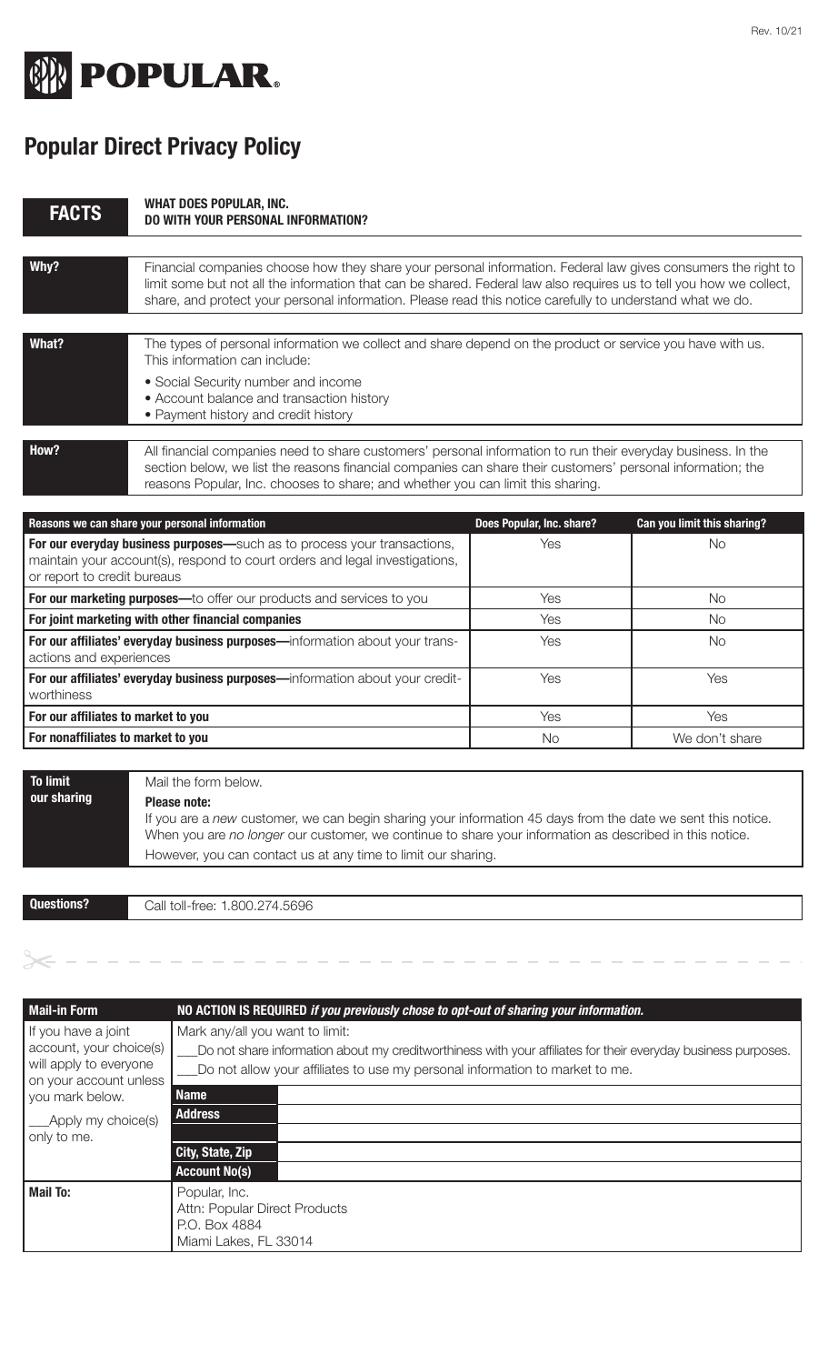Rev. 10/21

**POPULAR.**

# Popular Direct Privacy Policy

| **FACTS** | **WHAT DOES POPULAR, INC. DO WITH YOUR PERSONAL INFORMATION?** |
|---|---|
| **Why?** | Financial companies choose how they share your personal information. Federal law gives consumers the right to limit some but not all the information that can be shared. Federal law also requires us to tell you how we collect, share, and protect your personal information. Please read this notice carefully to understand what we do. |
| **What?** | The types of personal information we collect and share depend on the product or service you have with us. This information can include:<br>• Social Security number and income<br>• Account balance and transaction history<br>• Payment history and credit history |
| **How?** | All financial companies need to share customers' personal information to run their everyday business. In the section below, we list the reasons financial companies can share their customers' personal information; the reasons Popular, Inc. chooses to share; and whether you can limit this sharing. |

| Reasons we can share your personal information | Does Popular, Inc. share? | Can you limit this sharing? |
|---|---|---|
| **For our everyday business purposes**—such as to process your transactions, maintain your account(s), respond to court orders and legal investigations, or report to credit bureaus | Yes | No |
| **For our marketing purposes**—to offer our products and services to you | Yes | No |
| **For joint marketing with other financial companies** | Yes | No |
| **For our affiliates' everyday business purposes**—information about your transactions and experiences | Yes | No |
| **For our affiliates' everyday business purposes**—information about your creditworthiness | Yes | Yes |
| **For our affiliates to market to you** | Yes | Yes |
| **For nonaffiliates to market to you** | No | We don't share |

| **To limit our sharing** | Mail the form below.<br>**Please note:**<br>If you are a *new* customer, we can begin sharing your information 45 days from the date we sent this notice. When you are *no longer* our customer, we continue to share your information as described in this notice.<br>However, you can contact us at any time to limit our sharing. |
|---|---|

| **Questions?** | Call toll-free: 1.800.274.5696 |
|---|---|

| **Mail-in Form** | **NO ACTION IS REQUIRED** ***if you previously chose to opt-out of sharing your information.*** |
|---|---|
| If you have a joint account, your choice(s) will apply to everyone on your account unless you mark below.<br>___Apply my choice(s) only to me. | Mark any/all you want to limit:<br>___Do not share information about my creditworthiness with your affiliates for their everyday business purposes.<br>___Do not allow your affiliates to use my personal information to market to me.<br>**Name**<br>**Address**<br>**City, State, Zip**<br>**Account No(s)** |
| **Mail To:** | Popular, Inc.<br>Attn: Popular Direct Products<br>P.O. Box 4884<br>Miami Lakes, FL 33014 |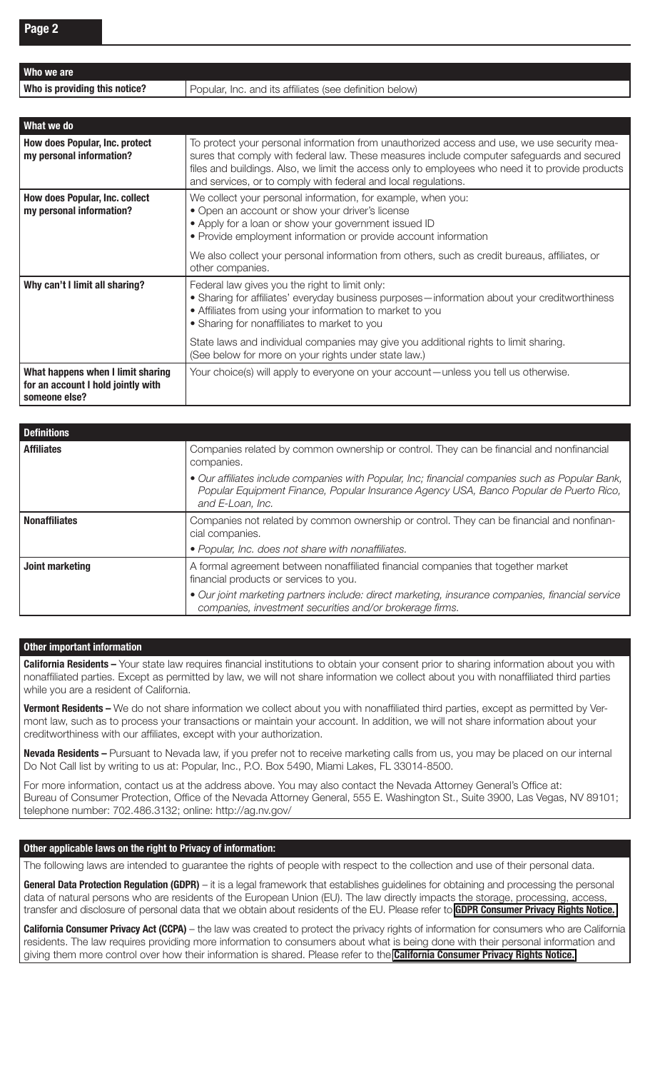| Who we are | |
| --- | --- |
| **Who is providing this notice?** | Popular, Inc. and its affiliates (see definition below) |

| What we do | |
| --- | --- |
| **How does Popular, Inc. protect my personal information?** | To protect your personal information from unauthorized access and use, we use security measures that comply with federal law. These measures include computer safeguards and secured files and buildings. Also, we limit the access only to employees who need it to provide products and services, or to comply with federal and local regulations. |
| **How does Popular, Inc. collect my personal information?** | We collect your personal information, for example, when you:<br>• Open an account or show your driver's license<br>• Apply for a loan or show your government issued ID<br>• Provide employment information or provide account information<br><br>We also collect your personal information from others, such as credit bureaus, affiliates, or other companies. |
| **Why can't I limit all sharing?** | Federal law gives you the right to limit only:<br>• Sharing for affiliates' everyday business purposes—information about your creditworthiness<br>• Affiliates from using your information to market to you<br>• Sharing for nonaffiliates to market to you<br><br>State laws and individual companies may give you additional rights to limit sharing. (See below for more on your rights under state law.) |
| **What happens when I limit sharing for an account I hold jointly with someone else?** | Your choice(s) will apply to everyone on your account—unless you tell us otherwise. |

| Definitions | |
| --- | --- |
| **Affiliates** | Companies related by common ownership or control. They can be financial and nonfinancial companies.<br><br>• *Our affiliates include companies with Popular, Inc; financial companies such as Popular Bank, Popular Equipment Finance, Popular Insurance Agency USA, Banco Popular de Puerto Rico, and E-Loan, Inc.* |
| **Nonaffiliates** | Companies not related by common ownership or control. They can be financial and nonfinancial companies.<br><br>• *Popular, Inc. does not share with nonaffiliates.* |
| **Joint marketing** | A formal agreement between nonaffiliated financial companies that together market financial products or services to you.<br><br>• *Our joint marketing partners include: direct marketing, insurance companies, financial service companies, investment securities and/or brokerage firms.* |

## Other important information

**California Residents –** Your state law requires financial institutions to obtain your consent prior to sharing information about you with nonaffiliated parties. Except as permitted by law, we will not share information we collect about you with nonaffiliated third parties while you are a resident of California.

**Vermont Residents –** We do not share information we collect about you with nonaffiliated third parties, except as permitted by Vermont law, such as to process your transactions or maintain your account. In addition, we will not share information about your creditworthiness with our affiliates, except with your authorization.

**Nevada Residents –** Pursuant to Nevada law, if you prefer not to receive marketing calls from us, you may be placed on our internal Do Not Call list by writing to us at: Popular, Inc., P.O. Box 5490, Miami Lakes, FL 33014-8500.

For more information, contact us at the address above. You may also contact the Nevada Attorney General's Office at: Bureau of Consumer Protection, Office of the Nevada Attorney General, 555 E. Washington St., Suite 3900, Las Vegas, NV 89101; telephone number: 702.486.3132; online: http://ag.nv.gov/

## Other applicable laws on the right to Privacy of information:

The following laws are intended to guarantee the rights of people with respect to the collection and use of their personal data.

**General Data Protection Regulation (GDPR)** – it is a legal framework that establishes guidelines for obtaining and processing the personal data of natural persons who are residents of the European Union (EU). The law directly impacts the storage, processing, access, transfer and disclosure of personal data that we obtain about residents of the EU. Please refer to **GDPR Consumer Privacy Rights Notice.**

**California Consumer Privacy Act (CCPA)** – the law was created to protect the privacy rights of information for consumers who are California residents. The law requires providing more information to consumers about what is being done with their personal information and giving them more control over how their information is shared. Please refer to the **California Consumer Privacy Rights Notice.**